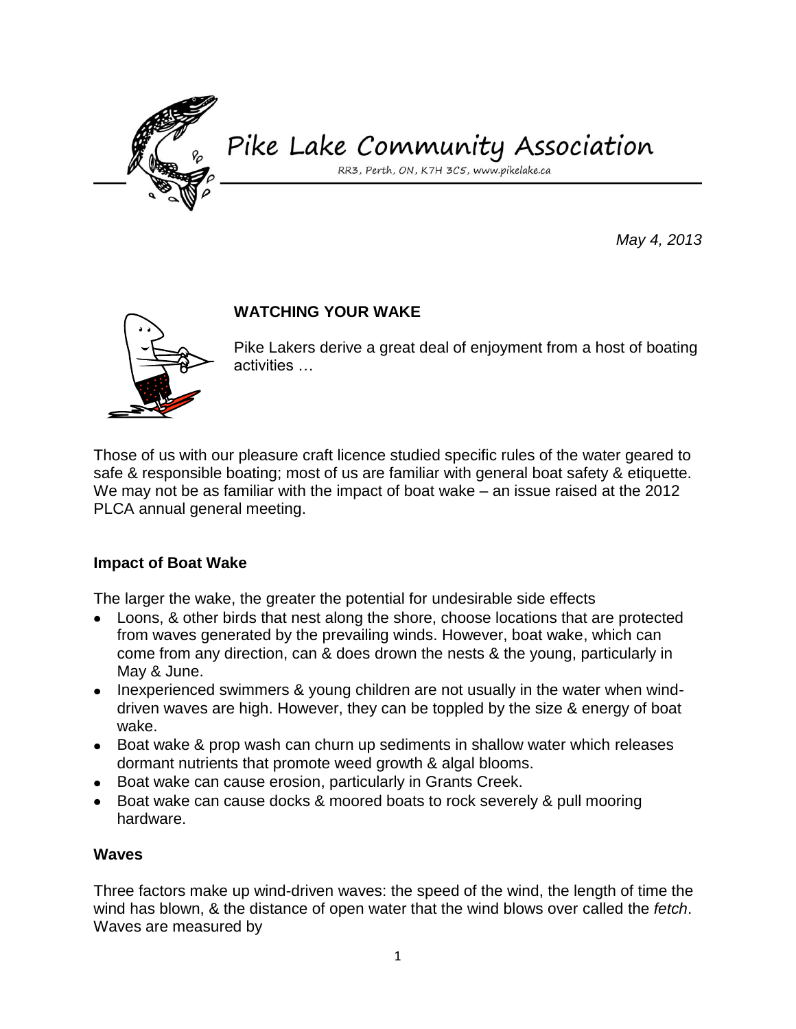# Pike Lake Community Association

RR3, Perth, ON, K7H 3C5, www.pikelake.ca

*May 4, 2013*

## WATCHING YOUR WAKE

Pike Lakers derive a great deal of enjoyment from a host of boating activities …

Those of us with our pleasure craft licence studied specific rules of the water geared to safe & responsible boating; most of us are familiar with general boat safety & etiquette. We may not be as familiar with the impact of boat wake – an issue raised at the 2012 PLCA annual general meeting.

### Impact of Boat Wake

The larger the wake, the greater the potential for undesirable side effects

- Loons, & other birds that nest along the shore, choose locations that are protected from waves generated by the prevailing winds. However, boat wake, which can come from any direction, can & does drown the nests & the young, particularly in May & June.
- Inexperienced swimmers & young children are not usually in the water when wind-driven waves are high. However, they can be toppled by the size & energy of boat wake.
- Boat wake & prop wash can churn up sediments in shallow water which releases dormant nutrients that promote weed growth & algal blooms.
- Boat wake can cause erosion, particularly in Grants Creek.
- Boat wake can cause docks & moored boats to rock severely & pull mooring hardware.

### Waves

Three factors make up wind-driven waves: the speed of the wind, the length of time the wind has blown, & the distance of open water that the wind blows over called the *fetch*. Waves are measured by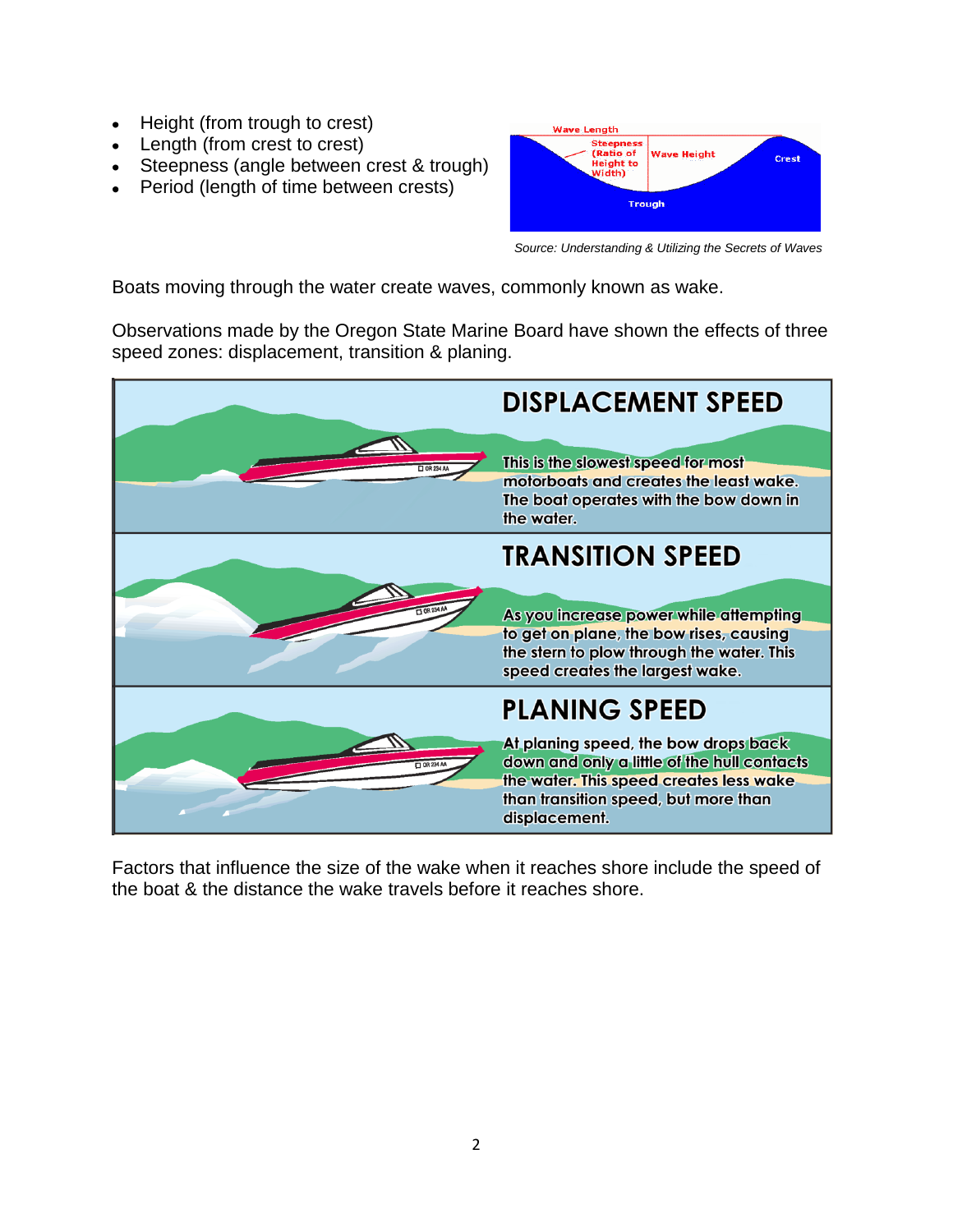- Height (from trough to crest)
- Length (from crest to crest)
- Steepness (angle between crest & trough)
- Period (length of time between crests)

Wave Length

Steepness (Ratio of Height to Width)

Wave Height

Crest

Trough

*Source: Understanding & Utilizing the Secrets of Waves*

Boats moving through the water create waves, commonly known as wake.

Observations made by the Oregon State Marine Board have shown the effects of three speed zones: displacement, transition & planing.

## DISPLACEMENT SPEED

This is the slowest speed for most motorboats and creates the least wake. The boat operates with the bow down in the water.

## TRANSITION SPEED

As you increase power while attempting to get on plane, the bow rises, causing the stern to plow through the water. This speed creates the largest wake.

## PLANING SPEED

At planing speed, the bow drops back down and only a little of the hull contacts the water. This speed creates less wake than transition speed, but more than displacement.

Factors that influence the size of the wake when it reaches shore include the speed of the boat & the distance the wake travels before it reaches shore.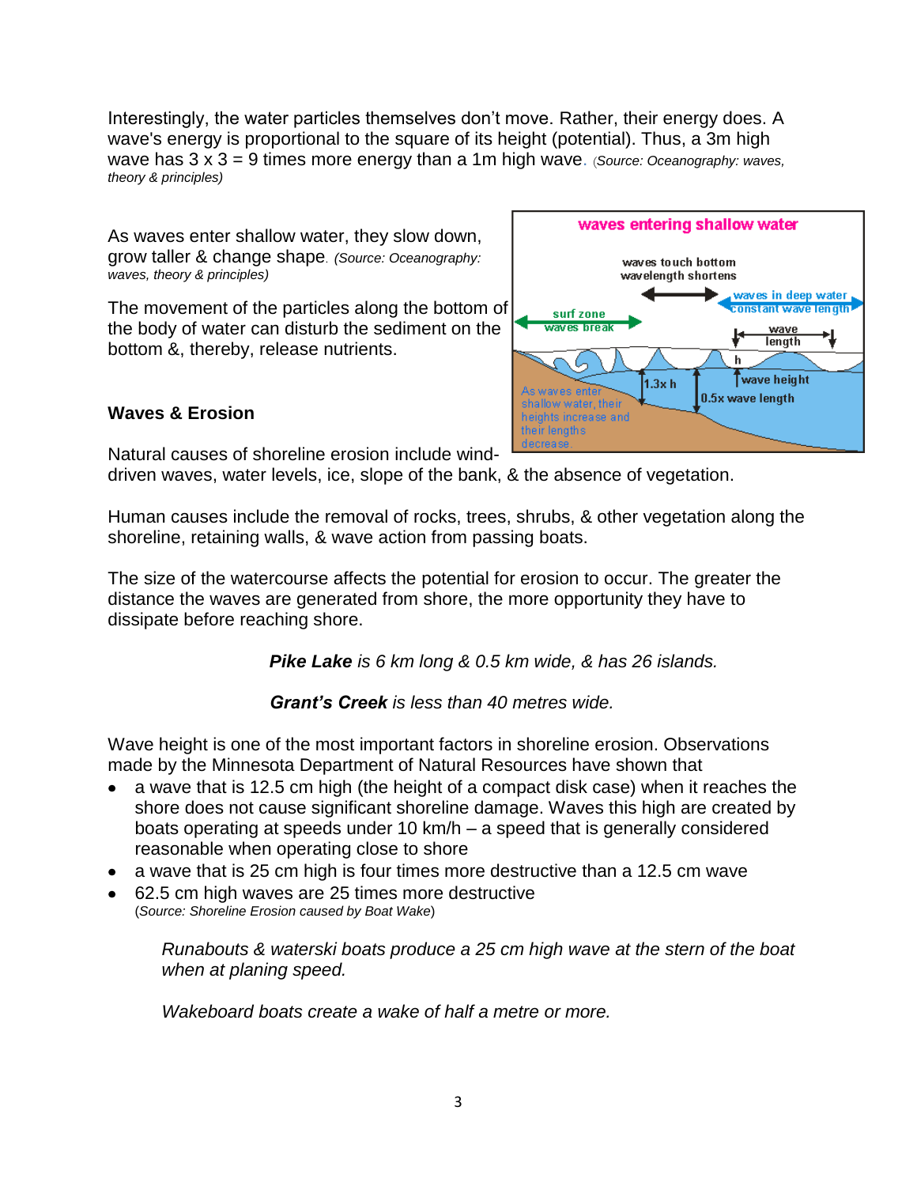Interestingly, the water particles themselves don't move. Rather, their energy does. A wave's energy is proportional to the square of its height (potential). Thus, a 3m high wave has 3 x 3 = 9 times more energy than a 1m high wave. *(Source: Oceanography: waves, theory & principles)*

As waves enter shallow water, they slow down, grow taller & change shape. *(Source: Oceanography: waves, theory & principles)*

The movement of the particles along the bottom of the body of water can disturb the sediment on the bottom &, thereby, release nutrients.

### Waves & Erosion

Natural causes of shoreline erosion include wind-driven waves, water levels, ice, slope of the bank, & the absence of vegetation.

Human causes include the removal of rocks, trees, shrubs, & other vegetation along the shoreline, retaining walls, & wave action from passing boats.

The size of the watercourse affects the potential for erosion to occur. The greater the distance the waves are generated from shore, the more opportunity they have to dissipate before reaching shore.

***Pike Lake** is 6 km long & 0.5 km wide, & has 26 islands.*

***Grant's Creek** is less than 40 metres wide.*

Wave height is one of the most important factors in shoreline erosion. Observations made by the Minnesota Department of Natural Resources have shown that

- a wave that is 12.5 cm high (the height of a compact disk case) when it reaches the shore does not cause significant shoreline damage. Waves this high are created by boats operating at speeds under 10 km/h – a speed that is generally considered reasonable when operating close to shore
- a wave that is 25 cm high is four times more destructive than a 12.5 cm wave
- 62.5 cm high waves are 25 times more destructive

(*Source: Shoreline Erosion caused by Boat Wake*)

*Runabouts & waterski boats produce a 25 cm high wave at the stern of the boat when at planing speed.*

*Wakeboard boats create a wake of half a metre or more.*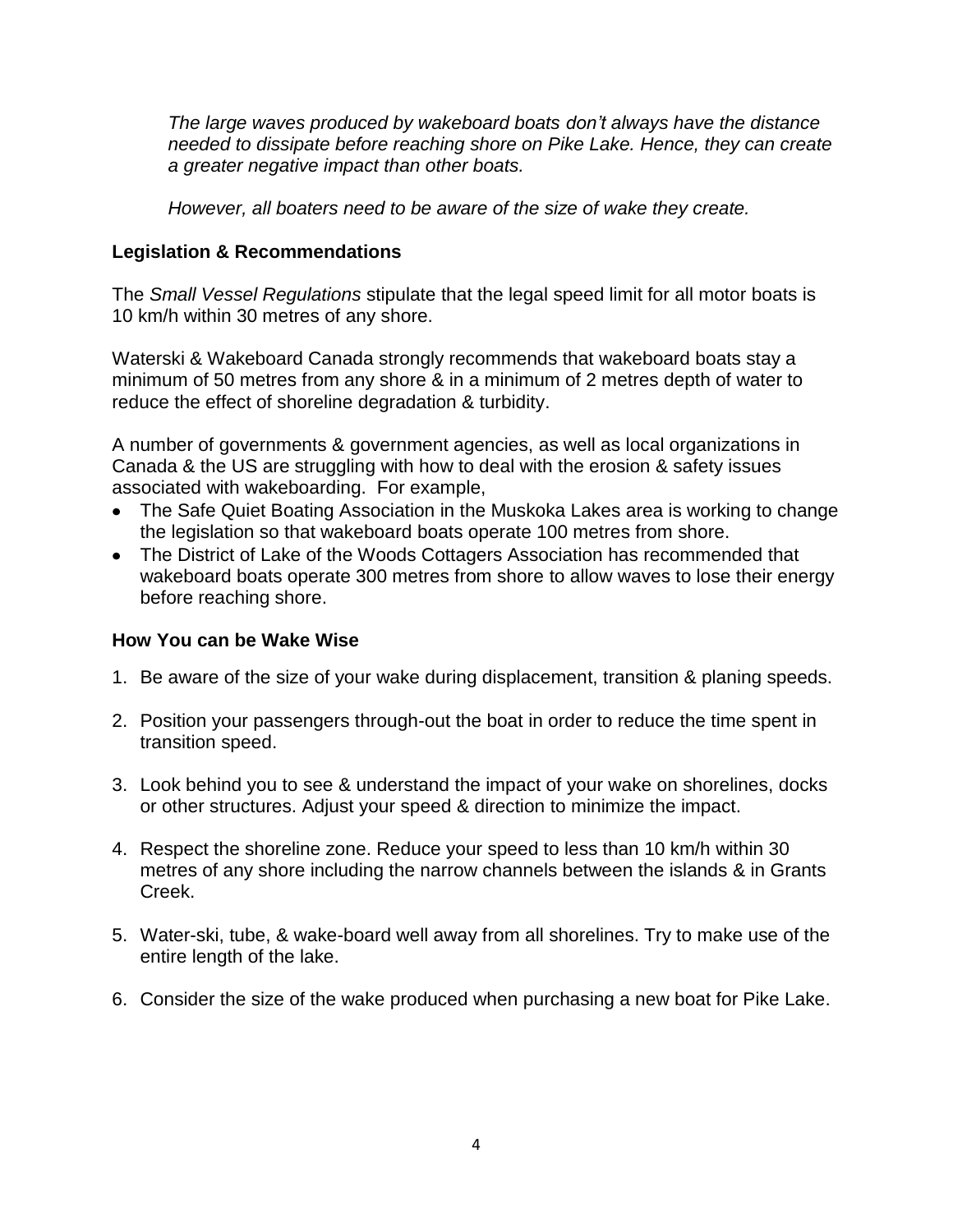*The large waves produced by wakeboard boats don't always have the distance needed to dissipate before reaching shore on Pike Lake. Hence, they can create a greater negative impact than other boats.*

*However, all boaters need to be aware of the size of wake they create.*

### Legislation & Recommendations

The *Small Vessel Regulations* stipulate that the legal speed limit for all motor boats is 10 km/h within 30 metres of any shore.

Waterski & Wakeboard Canada strongly recommends that wakeboard boats stay a minimum of 50 metres from any shore & in a minimum of 2 metres depth of water to reduce the effect of shoreline degradation & turbidity.

A number of governments & government agencies, as well as local organizations in Canada & the US are struggling with how to deal with the erosion & safety issues associated with wakeboarding. For example,

- The Safe Quiet Boating Association in the Muskoka Lakes area is working to change the legislation so that wakeboard boats operate 100 metres from shore.
- The District of Lake of the Woods Cottagers Association has recommended that wakeboard boats operate 300 metres from shore to allow waves to lose their energy before reaching shore.

### How You can be Wake Wise

1. Be aware of the size of your wake during displacement, transition & planing speeds.

2. Position your passengers through-out the boat in order to reduce the time spent in transition speed.

3. Look behind you to see & understand the impact of your wake on shorelines, docks or other structures. Adjust your speed & direction to minimize the impact.

4. Respect the shoreline zone. Reduce your speed to less than 10 km/h within 30 metres of any shore including the narrow channels between the islands & in Grants Creek.

5. Water-ski, tube, & wake-board well away from all shorelines. Try to make use of the entire length of the lake.

6. Consider the size of the wake produced when purchasing a new boat for Pike Lake.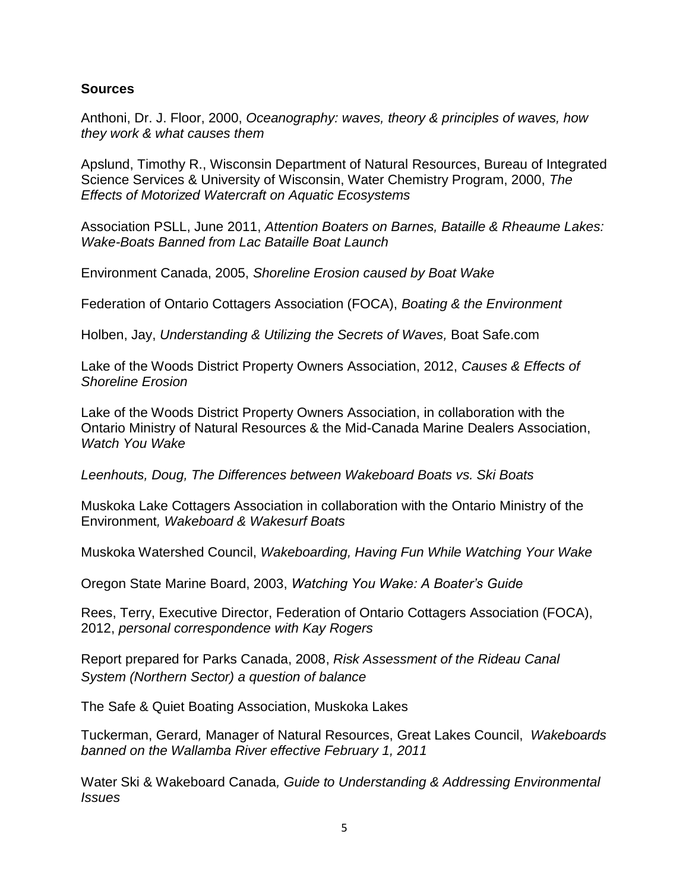**Sources**

Anthoni, Dr. J. Floor, 2000, *Oceanography: waves, theory & principles of waves, how they work & what causes them*

Apslund, Timothy R., Wisconsin Department of Natural Resources, Bureau of Integrated Science Services & University of Wisconsin, Water Chemistry Program, 2000, *The Effects of Motorized Watercraft on Aquatic Ecosystems*

Association PSLL, June 2011, *Attention Boaters on Barnes, Bataille & Rheaume Lakes: Wake-Boats Banned from Lac Bataille Boat Launch*

Environment Canada, 2005, *Shoreline Erosion caused by Boat Wake*

Federation of Ontario Cottagers Association (FOCA), *Boating & the Environment*

Holben, Jay, *Understanding & Utilizing the Secrets of Waves,* Boat Safe.com

Lake of the Woods District Property Owners Association, 2012, *Causes & Effects of Shoreline Erosion*

Lake of the Woods District Property Owners Association, in collaboration with the Ontario Ministry of Natural Resources & the Mid-Canada Marine Dealers Association, *Watch You Wake*

*Leenhouts, Doug, The Differences between Wakeboard Boats vs. Ski Boats*

Muskoka Lake Cottagers Association in collaboration with the Ontario Ministry of the Environment*, Wakeboard & Wakesurf Boats*

Muskoka Watershed Council, *Wakeboarding, Having Fun While Watching Your Wake*

Oregon State Marine Board, 2003, *Watching You Wake: A Boater's Guide*

Rees, Terry, Executive Director, Federation of Ontario Cottagers Association (FOCA), 2012, *personal correspondence with Kay Rogers*

Report prepared for Parks Canada, 2008, *Risk Assessment of the Rideau Canal System (Northern Sector) a question of balance*

The Safe & Quiet Boating Association, Muskoka Lakes

Tuckerman, Gerard*,* Manager of Natural Resources, Great Lakes Council, *Wakeboards banned on the Wallamba River effective February 1, 2011*

Water Ski & Wakeboard Canada*, Guide to Understanding & Addressing Environmental Issues*